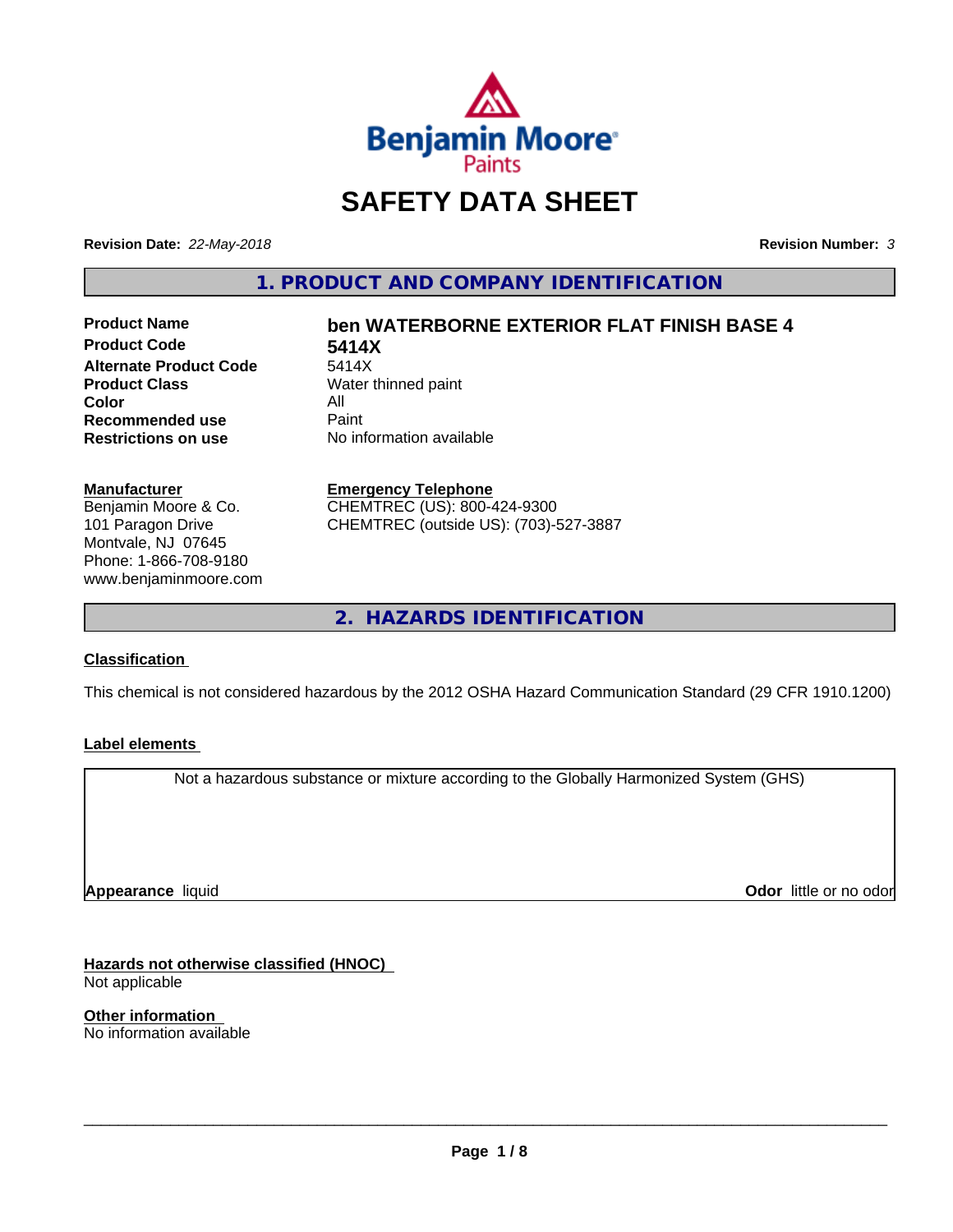# SAFETY DATA SHEET

**Revision Date:** *22-May-2018*

**Revision Number:** *3*

## 1. PRODUCT AND COMPANY IDENTIFICATION

| | |
|---|---|
| **Product Name** | **ben WATERBORNE EXTERIOR FLAT FINISH BASE 4** |
| **Product Code** | **5414X** |
| **Alternate Product Code** | 5414X |
| **Product Class** | Water thinned paint |
| **Color** | All |
| **Recommended use** | Paint |
| **Restrictions on use** | No information available |

**Manufacturer**
Benjamin Moore & Co.
101 Paragon Drive
Montvale, NJ 07645
Phone: 1-866-708-9180
www.benjaminmoore.com

**Emergency Telephone**
CHEMTREC (US): 800-424-9300
CHEMTREC (outside US): (703)-527-3887

## 2. HAZARDS IDENTIFICATION

**Classification**

This chemical is not considered hazardous by the 2012 OSHA Hazard Communication Standard (29 CFR 1910.1200)

**Label elements**

Not a hazardous substance or mixture according to the Globally Harmonized System (GHS)

**Appearance** liquid

**Odor** little or no odor

**Hazards not otherwise classified (HNOC)**
Not applicable

**Other information**
No information available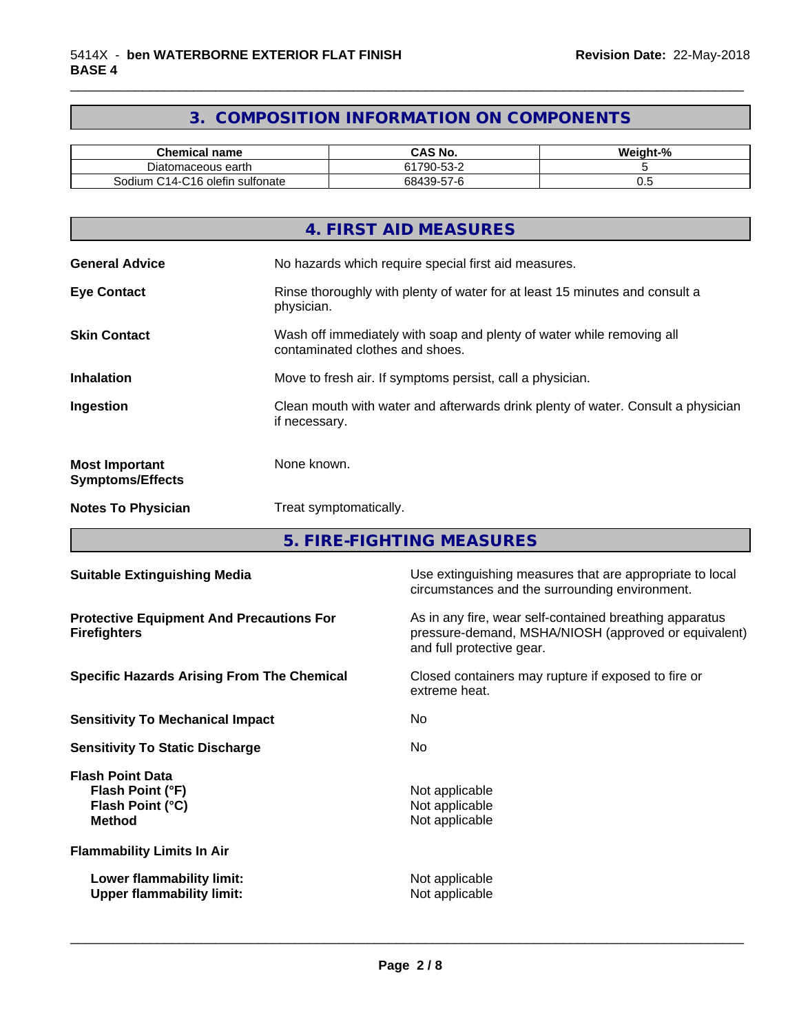## 3. COMPOSITION INFORMATION ON COMPONENTS

| Chemical name | CAS No. | Weight-% |
|---|---|---|
| Diatomaceous earth | 61790-53-2 | 5 |
| Sodium C14-C16 olefin sulfonate | 68439-57-6 | 0.5 |

## 4. FIRST AID MEASURES

**General Advice**
No hazards which require special first aid measures.

**Eye Contact**
Rinse thoroughly with plenty of water for at least 15 minutes and consult a physician.

**Skin Contact**
Wash off immediately with soap and plenty of water while removing all contaminated clothes and shoes.

**Inhalation**
Move to fresh air. If symptoms persist, call a physician.

**Ingestion**
Clean mouth with water and afterwards drink plenty of water. Consult a physician if necessary.

**Most Important Symptoms/Effects**
None known.

**Notes To Physician**
Treat symptomatically.

## 5. FIRE-FIGHTING MEASURES

**Suitable Extinguishing Media**
Use extinguishing measures that are appropriate to local circumstances and the surrounding environment.

**Protective Equipment And Precautions For Firefighters**
As in any fire, wear self-contained breathing apparatus pressure-demand, MSHA/NIOSH (approved or equivalent) and full protective gear.

**Specific Hazards Arising From The Chemical**
Closed containers may rupture if exposed to fire or extreme heat.

**Sensitivity To Mechanical Impact**
No

**Sensitivity To Static Discharge**
No

**Flash Point Data**
- **Flash Point (°F)**: Not applicable
- **Flash Point (°C)**: Not applicable
- **Method**: Not applicable

**Flammability Limits In Air**
- **Lower flammability limit:** Not applicable
- **Upper flammability limit:** Not applicable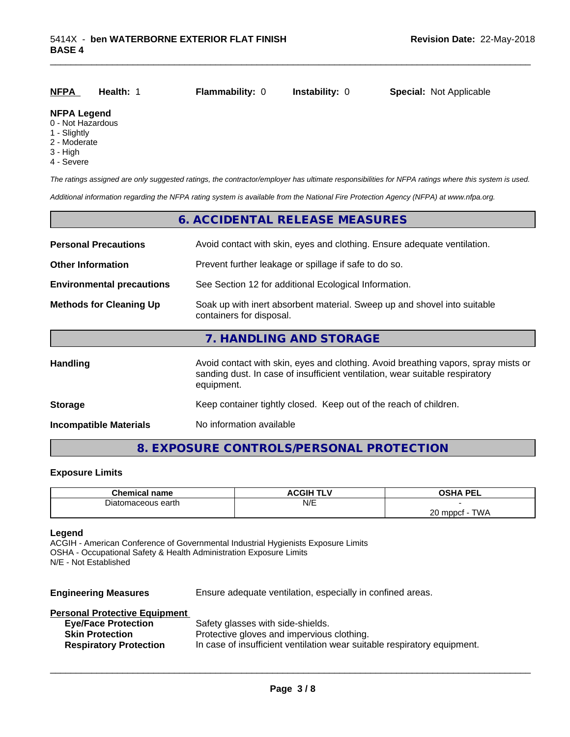| NFPA | Health: 1 | Flammability: 0 | Instability: 0 | Special: Not Applicable |
|---|---|---|---|---|

**NFPA Legend**
0 - Not Hazardous
1 - Slightly
2 - Moderate
3 - High
4 - Severe

*The ratings assigned are only suggested ratings, the contractor/employer has ultimate responsibilities for NFPA ratings where this system is used.*

*Additional information regarding the NFPA rating system is available from the National Fire Protection Agency (NFPA) at www.nfpa.org.*

## 6. ACCIDENTAL RELEASE MEASURES

**Personal Precautions** — Avoid contact with skin, eyes and clothing. Ensure adequate ventilation.

**Other Information** — Prevent further leakage or spillage if safe to do so.

**Environmental precautions** — See Section 12 for additional Ecological Information.

**Methods for Cleaning Up** — Soak up with inert absorbent material. Sweep up and shovel into suitable containers for disposal.

## 7. HANDLING AND STORAGE

**Handling** — Avoid contact with skin, eyes and clothing. Avoid breathing vapors, spray mists or sanding dust. In case of insufficient ventilation, wear suitable respiratory equipment.

**Storage** — Keep container tightly closed. Keep out of the reach of children.

**Incompatible Materials** — No information available

## 8. EXPOSURE CONTROLS/PERSONAL PROTECTION

### Exposure Limits

| Chemical name | ACGIH TLV | OSHA PEL |
|---|---|---|
| Diatomaceous earth | N/E | -<br>20 mppcf - TWA |

**Legend**
ACGIH - American Conference of Governmental Industrial Hygienists Exposure Limits
OSHA - Occupational Safety & Health Administration Exposure Limits
N/E - Not Established

**Engineering Measures** — Ensure adequate ventilation, especially in confined areas.

**Personal Protective Equipment**

- **Eye/Face Protection** — Safety glasses with side-shields.
- **Skin Protection** — Protective gloves and impervious clothing.
- **Respiratory Protection** — In case of insufficient ventilation wear suitable respiratory equipment.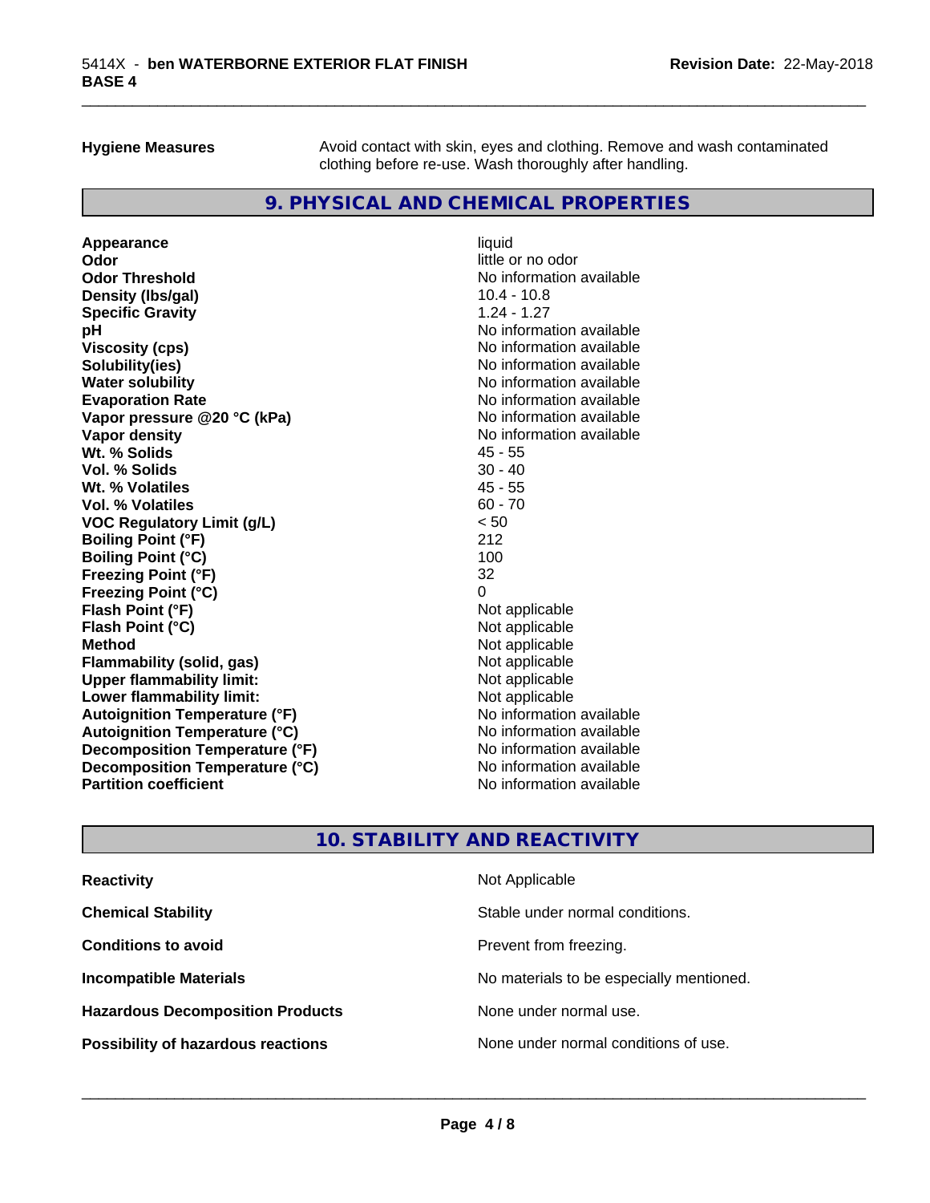**Hygiene Measures** Avoid contact with skin, eyes and clothing. Remove and wash contaminated clothing before re-use. Wash thoroughly after handling.

## 9. PHYSICAL AND CHEMICAL PROPERTIES

| | |
|---|---|
| **Appearance** | liquid |
| **Odor** | little or no odor |
| **Odor Threshold** | No information available |
| **Density (lbs/gal)** | 10.4 - 10.8 |
| **Specific Gravity** | 1.24 - 1.27 |
| **pH** | No information available |
| **Viscosity (cps)** | No information available |
| **Solubility(ies)** | No information available |
| **Water solubility** | No information available |
| **Evaporation Rate** | No information available |
| **Vapor pressure @20 °C (kPa)** | No information available |
| **Vapor density** | No information available |
| **Wt. % Solids** | 45 - 55 |
| **Vol. % Solids** | 30 - 40 |
| **Wt. % Volatiles** | 45 - 55 |
| **Vol. % Volatiles** | 60 - 70 |
| **VOC Regulatory Limit (g/L)** | < 50 |
| **Boiling Point (°F)** | 212 |
| **Boiling Point (°C)** | 100 |
| **Freezing Point (°F)** | 32 |
| **Freezing Point (°C)** | 0 |
| **Flash Point (°F)** | Not applicable |
| **Flash Point (°C)** | Not applicable |
| **Method** | Not applicable |
| **Flammability (solid, gas)** | Not applicable |
| **Upper flammability limit:** | Not applicable |
| **Lower flammability limit:** | Not applicable |
| **Autoignition Temperature (°F)** | No information available |
| **Autoignition Temperature (°C)** | No information available |
| **Decomposition Temperature (°F)** | No information available |
| **Decomposition Temperature (°C)** | No information available |
| **Partition coefficient** | No information available |

## 10. STABILITY AND REACTIVITY

| | |
|---|---|
| **Reactivity** | Not Applicable |
| **Chemical Stability** | Stable under normal conditions. |
| **Conditions to avoid** | Prevent from freezing. |
| **Incompatible Materials** | No materials to be especially mentioned. |
| **Hazardous Decomposition Products** | None under normal use. |
| **Possibility of hazardous reactions** | None under normal conditions of use. |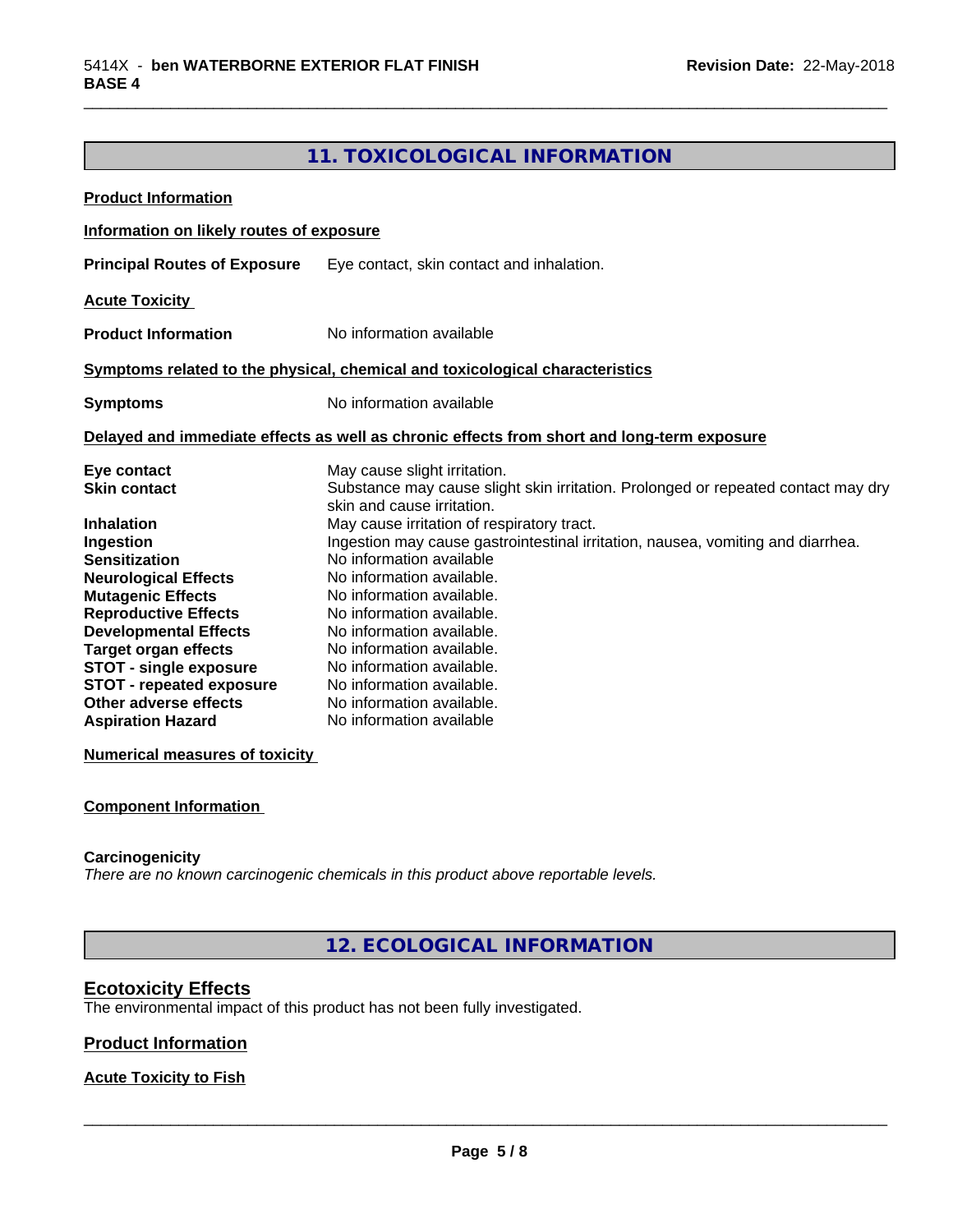## 11. TOXICOLOGICAL INFORMATION

**Product Information**

**Information on likely routes of exposure**

**Principal Routes of Exposure** Eye contact, skin contact and inhalation.

**Acute Toxicity**

**Product Information** No information available

**Symptoms related to the physical, chemical and toxicological characteristics**

**Symptoms** No information available

**Delayed and immediate effects as well as chronic effects from short and long-term exposure**

| | |
|---|---|
| **Eye contact** | May cause slight irritation. |
| **Skin contact** | Substance may cause slight skin irritation. Prolonged or repeated contact may dry skin and cause irritation. |
| **Inhalation** | May cause irritation of respiratory tract. |
| **Ingestion** | Ingestion may cause gastrointestinal irritation, nausea, vomiting and diarrhea. |
| **Sensitization** | No information available |
| **Neurological Effects** | No information available. |
| **Mutagenic Effects** | No information available. |
| **Reproductive Effects** | No information available. |
| **Developmental Effects** | No information available. |
| **Target organ effects** | No information available. |
| **STOT - single exposure** | No information available. |
| **STOT - repeated exposure** | No information available. |
| **Other adverse effects** | No information available. |
| **Aspiration Hazard** | No information available |

**Numerical measures of toxicity**

**Component Information**

**Carcinogenicity**

*There are no known carcinogenic chemicals in this product above reportable levels.*

## 12. ECOLOGICAL INFORMATION

### Ecotoxicity Effects

The environmental impact of this product has not been fully investigated.

**Product Information**

**Acute Toxicity to Fish**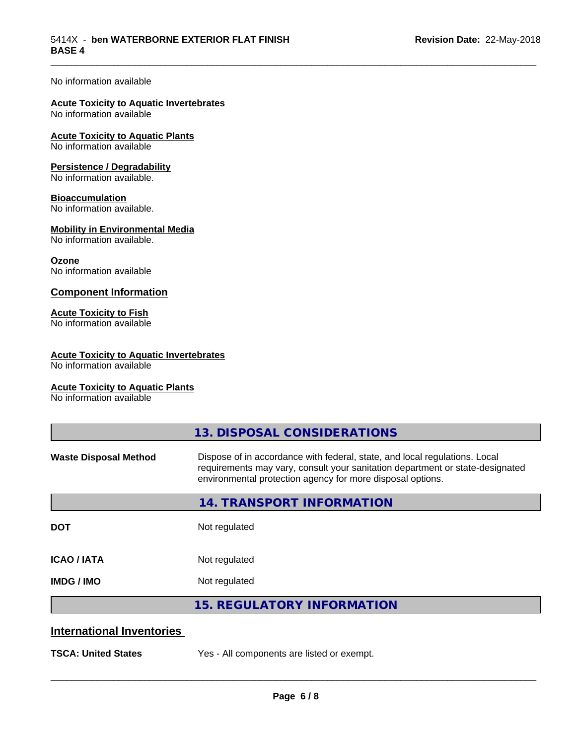No information available

**Acute Toxicity to Aquatic Invertebrates**
No information available

**Acute Toxicity to Aquatic Plants**
No information available

**Persistence / Degradability**
No information available.

**Bioaccumulation**
No information available.

**Mobility in Environmental Media**
No information available.

**Ozone**
No information available

### Component Information

**Acute Toxicity to Fish**
No information available

**Acute Toxicity to Aquatic Invertebrates**
No information available

**Acute Toxicity to Aquatic Plants**
No information available

## 13. DISPOSAL CONSIDERATIONS

**Waste Disposal Method** Dispose of in accordance with federal, state, and local regulations. Local requirements may vary, consult your sanitation department or state-designated environmental protection agency for more disposal options.

## 14. TRANSPORT INFORMATION

**DOT** Not regulated

**ICAO / IATA** Not regulated

**IMDG / IMO** Not regulated

## 15. REGULATORY INFORMATION

### International Inventories

**TSCA: United States** Yes - All components are listed or exempt.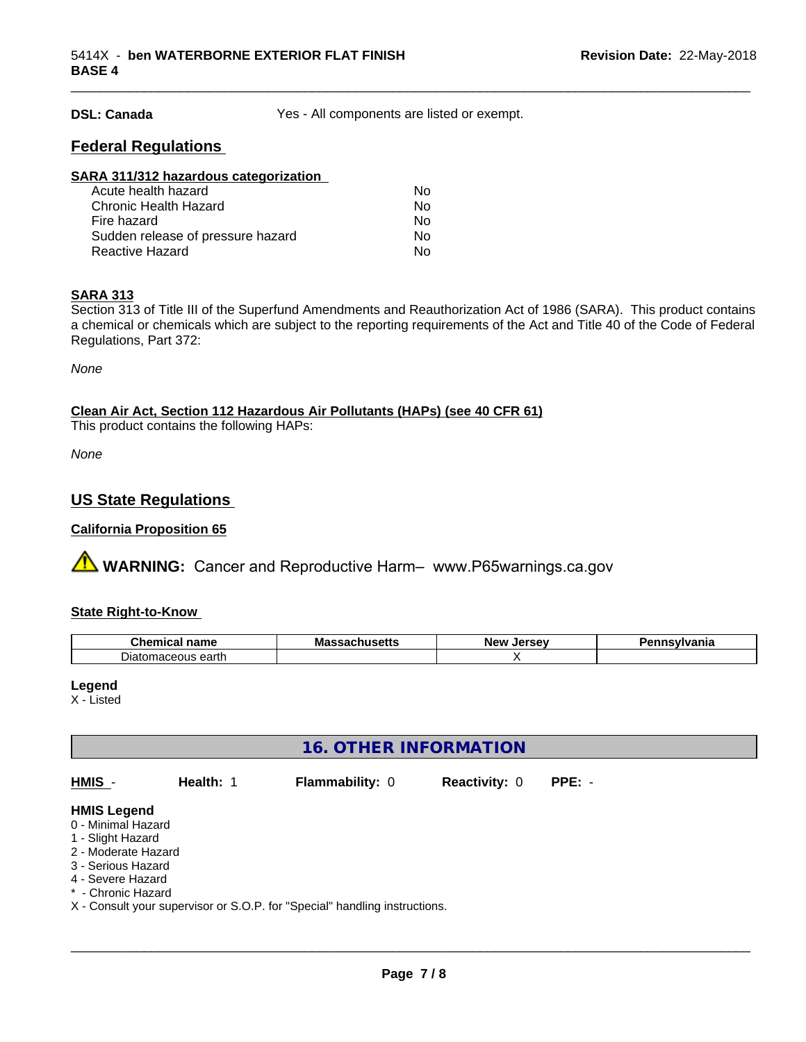**DSL: Canada** Yes - All components are listed or exempt.

## Federal Regulations

**SARA 311/312 hazardous categorization**

| | |
|---|---|
| Acute health hazard | No |
| Chronic Health Hazard | No |
| Fire hazard | No |
| Sudden release of pressure hazard | No |
| Reactive Hazard | No |

**SARA 313**

Section 313 of Title III of the Superfund Amendments and Reauthorization Act of 1986 (SARA). This product contains a chemical or chemicals which are subject to the reporting requirements of the Act and Title 40 of the Code of Federal Regulations, Part 372:

*None*

**Clean Air Act, Section 112 Hazardous Air Pollutants (HAPs) (see 40 CFR 61)**

This product contains the following HAPs:

*None*

## US State Regulations

**California Proposition 65**

⚠ **WARNING:** Cancer and Reproductive Harm– www.P65warnings.ca.gov

**State Right-to-Know**

| Chemical name | Massachusetts | New Jersey | Pennsylvania |
|---|---|---|---|
| Diatomaceous earth | | X | |

**Legend**

X - Listed

## 16. OTHER INFORMATION

**HMIS** - **Health:** 1 **Flammability:** 0 **Reactivity:** 0 **PPE:** -

**HMIS Legend**

0 - Minimal Hazard
1 - Slight Hazard
2 - Moderate Hazard
3 - Serious Hazard
4 - Severe Hazard
* - Chronic Hazard
X - Consult your supervisor or S.O.P. for "Special" handling instructions.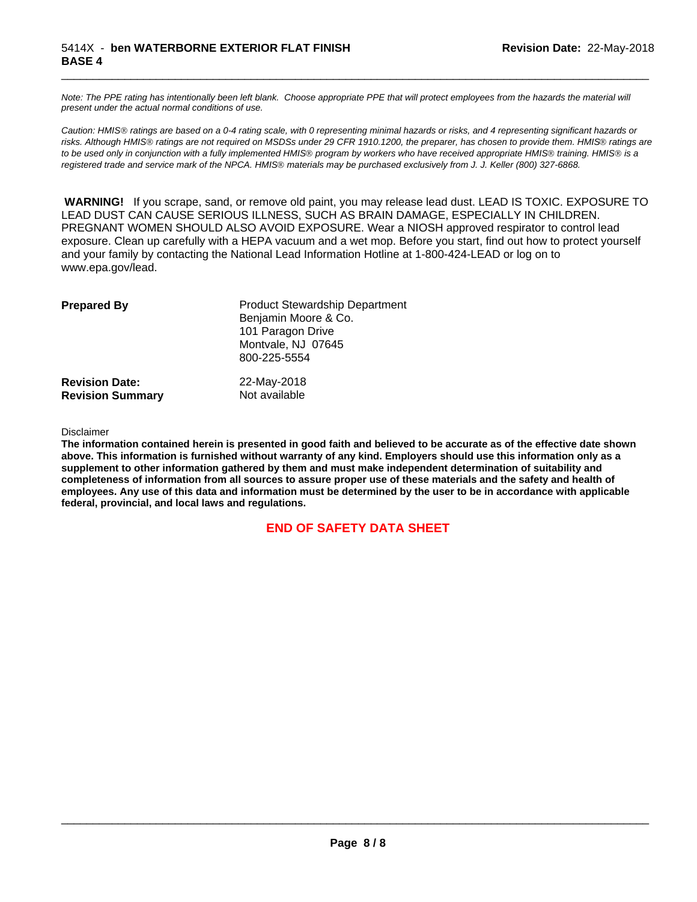*Note: The PPE rating has intentionally been left blank. Choose appropriate PPE that will protect employees from the hazards the material will present under the actual normal conditions of use.*

*Caution: HMIS® ratings are based on a 0-4 rating scale, with 0 representing minimal hazards or risks, and 4 representing significant hazards or risks. Although HMIS® ratings are not required on MSDSs under 29 CFR 1910.1200, the preparer, has chosen to provide them. HMIS® ratings are to be used only in conjunction with a fully implemented HMIS® program by workers who have received appropriate HMIS® training. HMIS® is a registered trade and service mark of the NPCA. HMIS® materials may be purchased exclusively from J. J. Keller (800) 327-6868.*

**WARNING!** If you scrape, sand, or remove old paint, you may release lead dust. LEAD IS TOXIC. EXPOSURE TO LEAD DUST CAN CAUSE SERIOUS ILLNESS, SUCH AS BRAIN DAMAGE, ESPECIALLY IN CHILDREN. PREGNANT WOMEN SHOULD ALSO AVOID EXPOSURE. Wear a NIOSH approved respirator to control lead exposure. Clean up carefully with a HEPA vacuum and a wet mop. Before you start, find out how to protect yourself and your family by contacting the National Lead Information Hotline at 1-800-424-LEAD or log on to www.epa.gov/lead.

| | |
|---|---|
| **Prepared By** | Product Stewardship Department<br>Benjamin Moore & Co.<br>101 Paragon Drive<br>Montvale, NJ 07645<br>800-225-5554 |
| **Revision Date:** | 22-May-2018 |
| **Revision Summary** | Not available |

Disclaimer

**The information contained herein is presented in good faith and believed to be accurate as of the effective date shown above. This information is furnished without warranty of any kind. Employers should use this information only as a supplement to other information gathered by them and must make independent determination of suitability and completeness of information from all sources to assure proper use of these materials and the safety and health of employees. Any use of this data and information must be determined by the user to be in accordance with applicable federal, provincial, and local laws and regulations.**

**END OF SAFETY DATA SHEET**